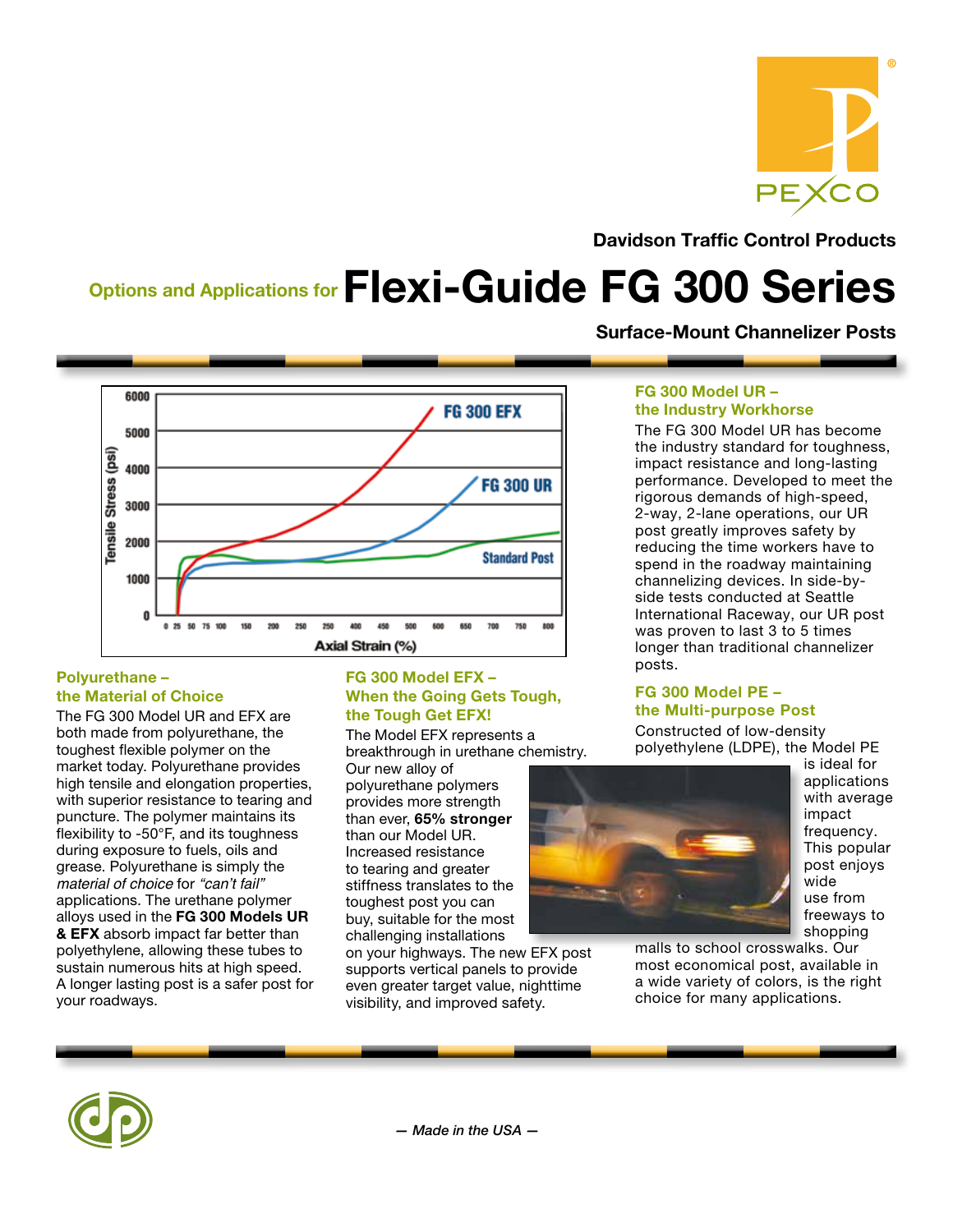Davidson Traffic Control Products

# Options and Applications for Flexi-Guide FG 300 Series

## Surface-Mount Channelizer Posts

### Polyurethane – the Material of Choice

The FG 300 Model UR and EFX are both made from polyurethane, the toughest flexible polymer on the market today. Polyurethane provides high tensile and elongation properties, with superior resistance to tearing and puncture. The polymer maintains its flexibility to -50°F, and its toughness during exposure to fuels, oils and grease. Polyurethane is simply the *material of choice* for *"can't fail"* applications. The urethane polymer alloys used in the **FG 300 Models UR & EFX** absorb impact far better than polyethylene, allowing these tubes to sustain numerous hits at high speed. A longer lasting post is a safer post for your roadways.

### FG 300 Model EFX – When the Going Gets Tough, the Tough Get EFX!

The Model EFX represents a breakthrough in urethane chemistry. Our new alloy of polyurethane polymers provides more strength than ever, **65% stronger** than our Model UR. Increased resistance to tearing and greater stiffness translates to the toughest post you can buy, suitable for the most challenging installations on your highways. The new EFX post supports vertical panels to provide even greater target value, nighttime visibility, and improved safety.

### FG 300 Model UR – the Industry Workhorse

The FG 300 Model UR has become the industry standard for toughness, impact resistance and long-lasting performance. Developed to meet the rigorous demands of high-speed, 2-way, 2-lane operations, our UR post greatly improves safety by reducing the time workers have to spend in the roadway maintaining channelizing devices. In side-by-side tests conducted at Seattle International Raceway, our UR post was proven to last 3 to 5 times longer than traditional channelizer posts.

### FG 300 Model PE – the Multi-purpose Post

Constructed of low-density polyethylene (LDPE), the Model PE is ideal for applications with average impact frequency. This popular post enjoys wide use from freeways to shopping malls to school crosswalks. Our most economical post, available in a wide variety of colors, is the right choice for many applications.

— *Made in the USA* —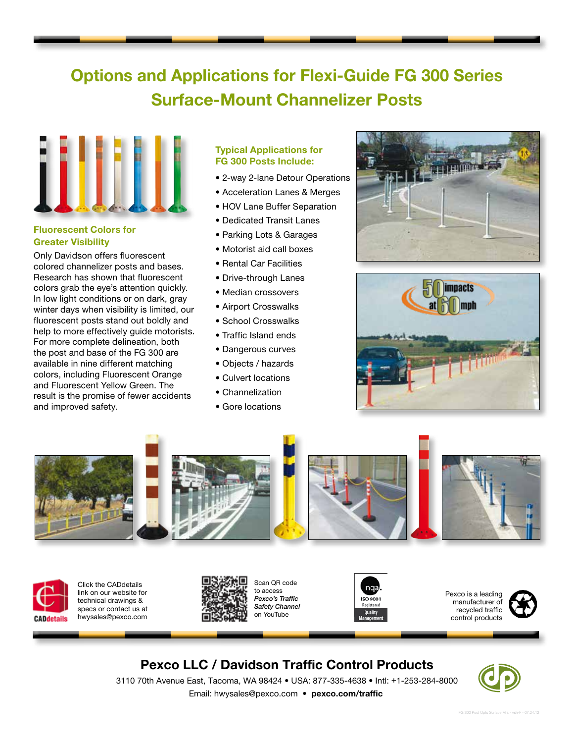# Options and Applications for Flexi-Guide FG 300 Series Surface-Mount Channelizer Posts

### Fluorescent Colors for Greater Visibility

Only Davidson offers fluorescent colored channelizer posts and bases. Research has shown that fluorescent colors grab the eye's attention quickly. In low light conditions or on dark, gray winter days when visibility is limited, our fluorescent posts stand out boldly and help to more effectively guide motorists. For more complete delineation, both the post and base of the FG 300 are available in nine different matching colors, including Fluorescent Orange and Fluorescent Yellow Green. The result is the promise of fewer accidents and improved safety.

### Typical Applications for FG 300 Posts Include:

- 2-way 2-lane Detour Operations
- Acceleration Lanes & Merges
- HOV Lane Buffer Separation
- Dedicated Transit Lanes
- Parking Lots & Garages
- Motorist aid call boxes
- Rental Car Facilities
- Drive-through Lanes
- Median crossovers
- Airport Crosswalks
- School Crosswalks
- Traffic Island ends
- Dangerous curves
- Objects / hazards
- Culvert locations
- Channelization
- Gore locations

50 impacts at 60 mph

Click the CADdetails link on our website for technical drawings & specs or contact us at hwysales@pexco.com

Scan QR code to access *Pexco's Traffic Safety Channel* on YouTube

ISO 9001 Registered Quality Management

Pexco is a leading manufacturer of recycled traffic control products

## Pexco LLC / Davidson Traffic Control Products

3110 70th Avenue East, Tacoma, WA 98424 • USA: 877-335-4638 • Intl: +1-253-284-8000

Email: hwysales@pexco.com • **pexco.com/traffic**

FG 300 Post Opts Surface Mnt - vsn F - 07.24.12